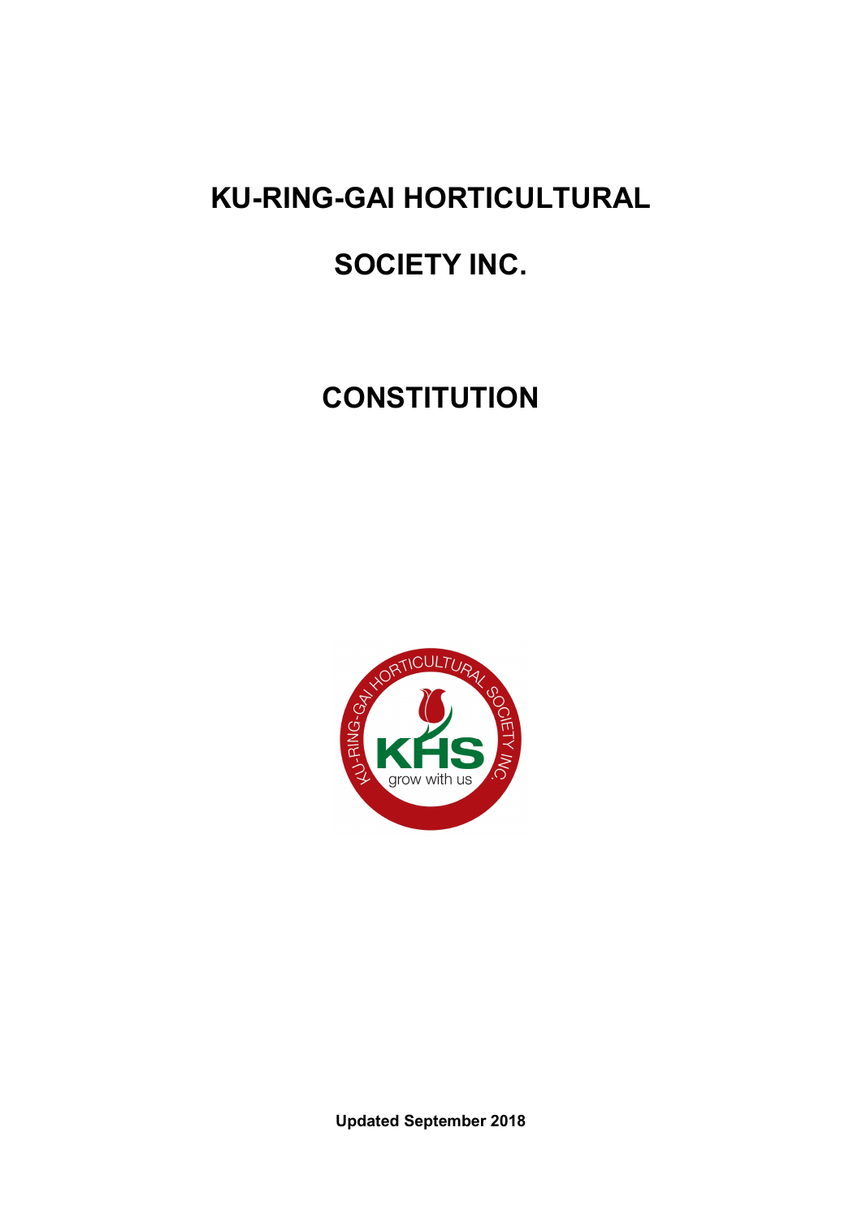# KU-RING-GAI HORTICULTURAL SOCIETY INC.

# CONSTITUTION

**Updated September 2018**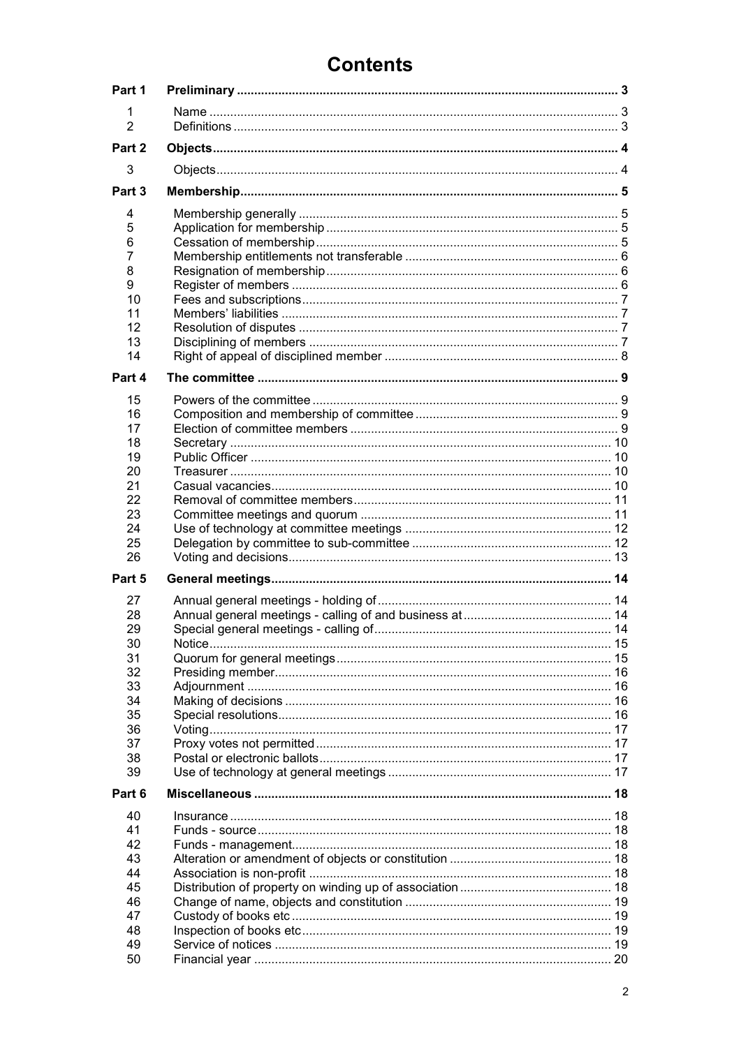# Contents

| | | |
|---|---|---|
| **Part 1** | **Preliminary** | **3** |
| 1 | Name | 3 |
| 2 | Definitions | 3 |
| **Part 2** | **Objects** | **4** |
| 3 | Objects | 4 |
| **Part 3** | **Membership** | **5** |
| 4 | Membership generally | 5 |
| 5 | Application for membership | 5 |
| 6 | Cessation of membership | 5 |
| 7 | Membership entitlements not transferable | 6 |
| 8 | Resignation of membership | 6 |
| 9 | Register of members | 6 |
| 10 | Fees and subscriptions | 7 |
| 11 | Members' liabilities | 7 |
| 12 | Resolution of disputes | 7 |
| 13 | Disciplining of members | 7 |
| 14 | Right of appeal of disciplined member | 8 |
| **Part 4** | **The committee** | **9** |
| 15 | Powers of the committee | 9 |
| 16 | Composition and membership of committee | 9 |
| 17 | Election of committee members | 9 |
| 18 | Secretary | 10 |
| 19 | Public Officer | 10 |
| 20 | Treasurer | 10 |
| 21 | Casual vacancies | 10 |
| 22 | Removal of committee members | 11 |
| 23 | Committee meetings and quorum | 11 |
| 24 | Use of technology at committee meetings | 12 |
| 25 | Delegation by committee to sub-committee | 12 |
| 26 | Voting and decisions | 13 |
| **Part 5** | **General meetings** | **14** |
| 27 | Annual general meetings - holding of | 14 |
| 28 | Annual general meetings - calling of and business at | 14 |
| 29 | Special general meetings - calling of | 14 |
| 30 | Notice | 15 |
| 31 | Quorum for general meetings | 15 |
| 32 | Presiding member | 16 |
| 33 | Adjournment | 16 |
| 34 | Making of decisions | 16 |
| 35 | Special resolutions | 16 |
| 36 | Voting | 17 |
| 37 | Proxy votes not permitted | 17 |
| 38 | Postal or electronic ballots | 17 |
| 39 | Use of technology at general meetings | 17 |
| **Part 6** | **Miscellaneous** | **18** |
| 40 | Insurance | 18 |
| 41 | Funds - source | 18 |
| 42 | Funds - management | 18 |
| 43 | Alteration or amendment of objects or constitution | 18 |
| 44 | Association is non-profit | 18 |
| 45 | Distribution of property on winding up of association | 18 |
| 46 | Change of name, objects and constitution | 19 |
| 47 | Custody of books etc | 19 |
| 48 | Inspection of books etc | 19 |
| 49 | Service of notices | 19 |
| 50 | Financial year | 20 |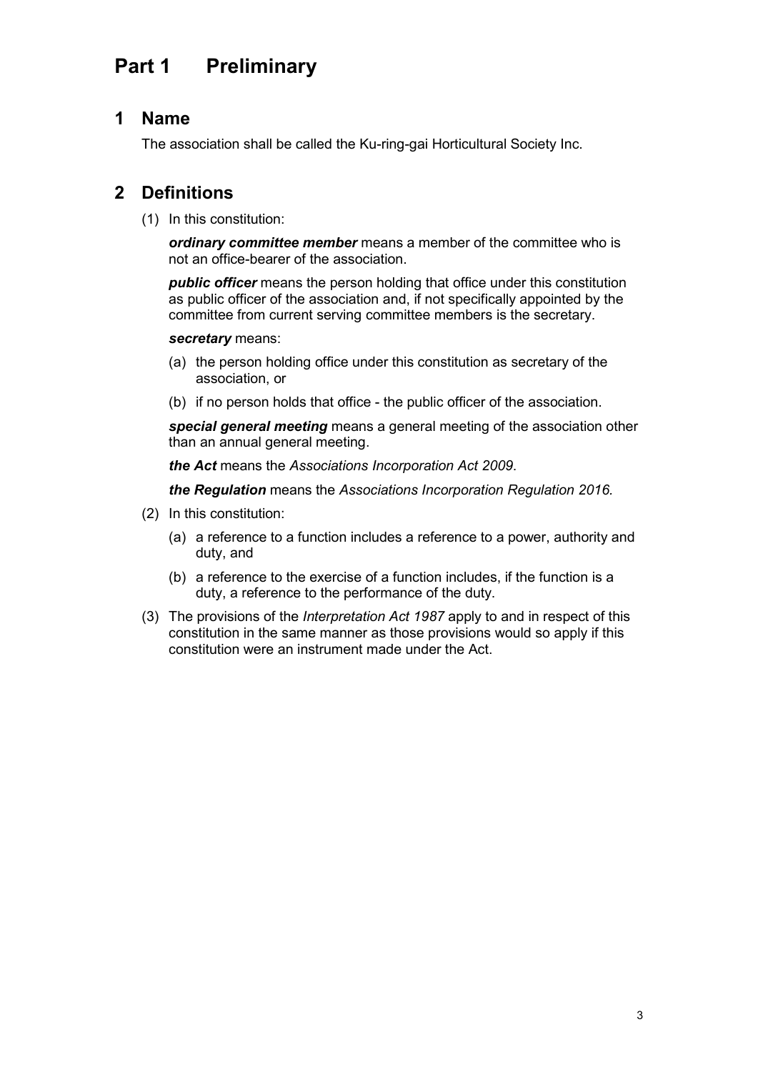# Part 1 Preliminary

## 1 Name

The association shall be called the Ku-ring-gai Horticultural Society Inc.

## 2 Definitions

(1) In this constitution:

***ordinary committee member*** means a member of the committee who is not an office-bearer of the association.

***public officer*** means the person holding that office under this constitution as public officer of the association and, if not specifically appointed by the committee from current serving committee members is the secretary.

***secretary*** means:

(a) the person holding office under this constitution as secretary of the association, or

(b) if no person holds that office - the public officer of the association.

***special general meeting*** means a general meeting of the association other than an annual general meeting.

***the Act*** means the *Associations Incorporation Act 2009*.

***the Regulation*** means the *Associations Incorporation Regulation 2016.*

(2) In this constitution:

(a) a reference to a function includes a reference to a power, authority and duty, and

(b) a reference to the exercise of a function includes, if the function is a duty, a reference to the performance of the duty.

(3) The provisions of the *Interpretation Act 1987* apply to and in respect of this constitution in the same manner as those provisions would so apply if this constitution were an instrument made under the Act.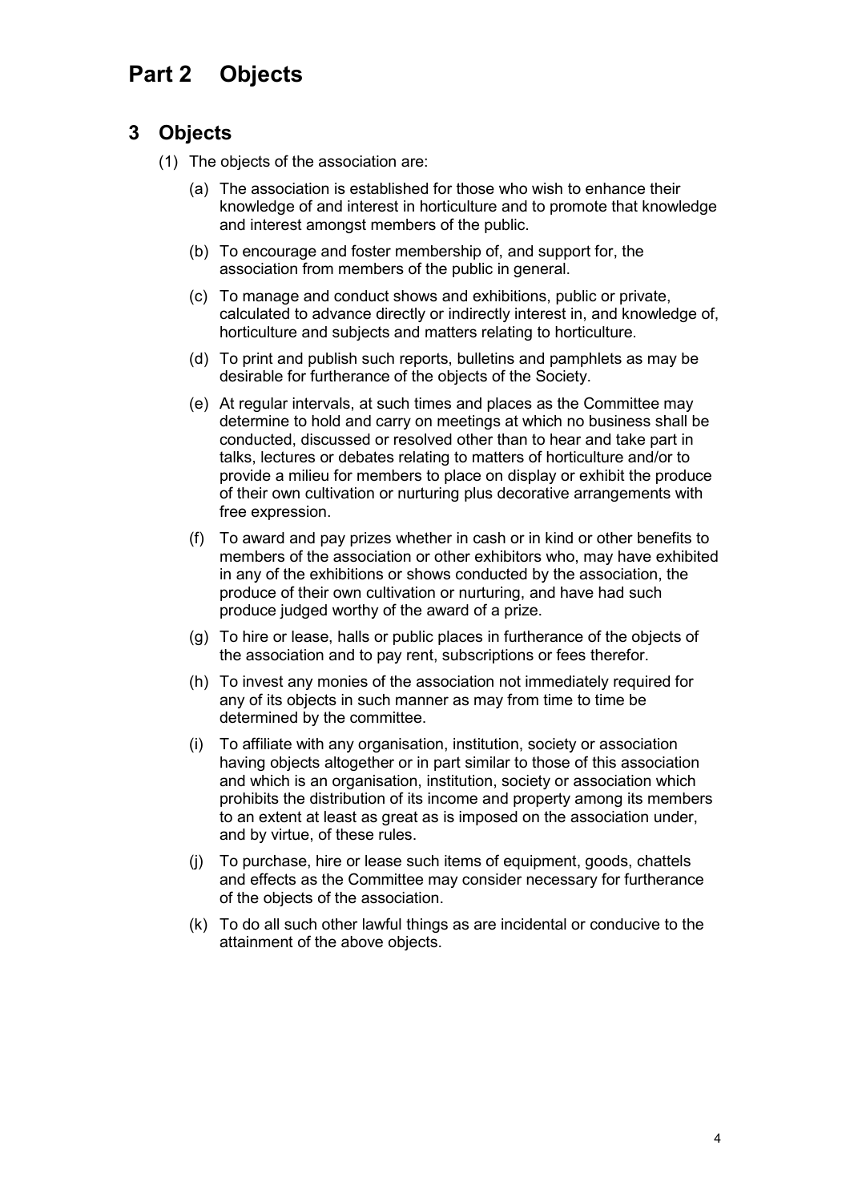# Part 2 Objects

## 3 Objects

(1) The objects of the association are:

(a) The association is established for those who wish to enhance their knowledge of and interest in horticulture and to promote that knowledge and interest amongst members of the public.

(b) To encourage and foster membership of, and support for, the association from members of the public in general.

(c) To manage and conduct shows and exhibitions, public or private, calculated to advance directly or indirectly interest in, and knowledge of, horticulture and subjects and matters relating to horticulture.

(d) To print and publish such reports, bulletins and pamphlets as may be desirable for furtherance of the objects of the Society.

(e) At regular intervals, at such times and places as the Committee may determine to hold and carry on meetings at which no business shall be conducted, discussed or resolved other than to hear and take part in talks, lectures or debates relating to matters of horticulture and/or to provide a milieu for members to place on display or exhibit the produce of their own cultivation or nurturing plus decorative arrangements with free expression.

(f) To award and pay prizes whether in cash or in kind or other benefits to members of the association or other exhibitors who, may have exhibited in any of the exhibitions or shows conducted by the association, the produce of their own cultivation or nurturing, and have had such produce judged worthy of the award of a prize.

(g) To hire or lease, halls or public places in furtherance of the objects of the association and to pay rent, subscriptions or fees therefor.

(h) To invest any monies of the association not immediately required for any of its objects in such manner as may from time to time be determined by the committee.

(i) To affiliate with any organisation, institution, society or association having objects altogether or in part similar to those of this association and which is an organisation, institution, society or association which prohibits the distribution of its income and property among its members to an extent at least as great as is imposed on the association under, and by virtue, of these rules.

(j) To purchase, hire or lease such items of equipment, goods, chattels and effects as the Committee may consider necessary for furtherance of the objects of the association.

(k) To do all such other lawful things as are incidental or conducive to the attainment of the above objects.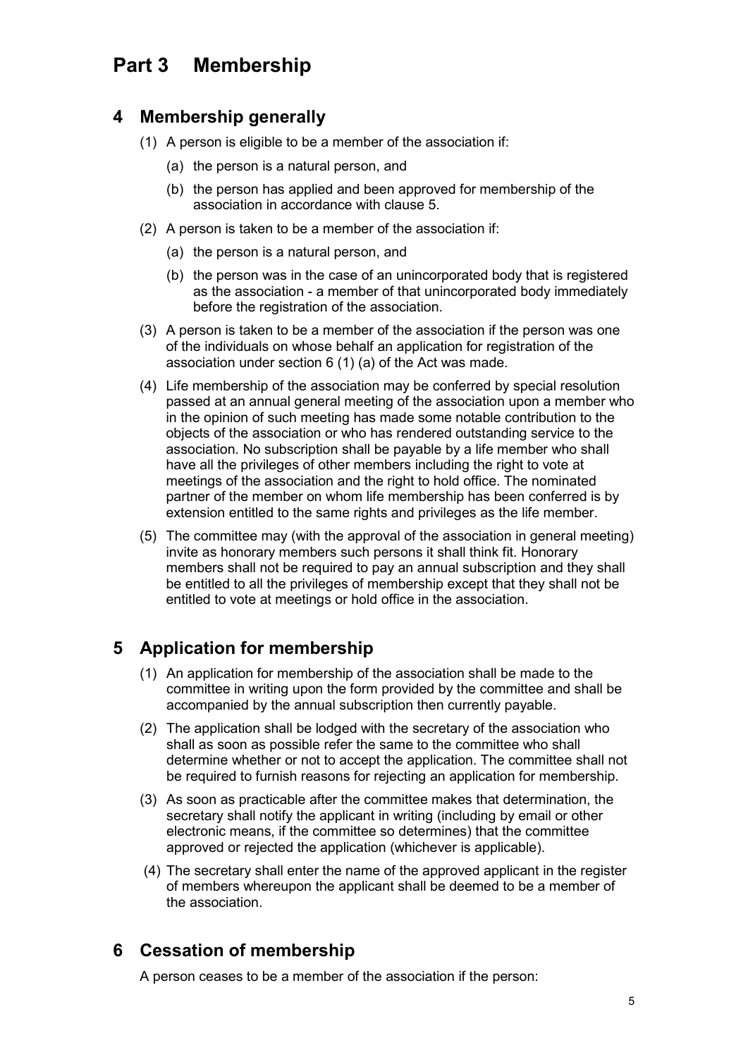# Part 3 Membership

## 4 Membership generally

(1) A person is eligible to be a member of the association if:

(a) the person is a natural person, and

(b) the person has applied and been approved for membership of the association in accordance with clause 5.

(2) A person is taken to be a member of the association if:

(a) the person is a natural person, and

(b) the person was in the case of an unincorporated body that is registered as the association - a member of that unincorporated body immediately before the registration of the association.

(3) A person is taken to be a member of the association if the person was one of the individuals on whose behalf an application for registration of the association under section 6 (1) (a) of the Act was made.

(4) Life membership of the association may be conferred by special resolution passed at an annual general meeting of the association upon a member who in the opinion of such meeting has made some notable contribution to the objects of the association or who has rendered outstanding service to the association. No subscription shall be payable by a life member who shall have all the privileges of other members including the right to vote at meetings of the association and the right to hold office. The nominated partner of the member on whom life membership has been conferred is by extension entitled to the same rights and privileges as the life member.

(5) The committee may (with the approval of the association in general meeting) invite as honorary members such persons it shall think fit. Honorary members shall not be required to pay an annual subscription and they shall be entitled to all the privileges of membership except that they shall not be entitled to vote at meetings or hold office in the association.

## 5 Application for membership

(1) An application for membership of the association shall be made to the committee in writing upon the form provided by the committee and shall be accompanied by the annual subscription then currently payable.

(2) The application shall be lodged with the secretary of the association who shall as soon as possible refer the same to the committee who shall determine whether or not to accept the application. The committee shall not be required to furnish reasons for rejecting an application for membership.

(3) As soon as practicable after the committee makes that determination, the secretary shall notify the applicant in writing (including by email or other electronic means, if the committee so determines) that the committee approved or rejected the application (whichever is applicable).

(4) The secretary shall enter the name of the approved applicant in the register of members whereupon the applicant shall be deemed to be a member of the association.

## 6 Cessation of membership

A person ceases to be a member of the association if the person: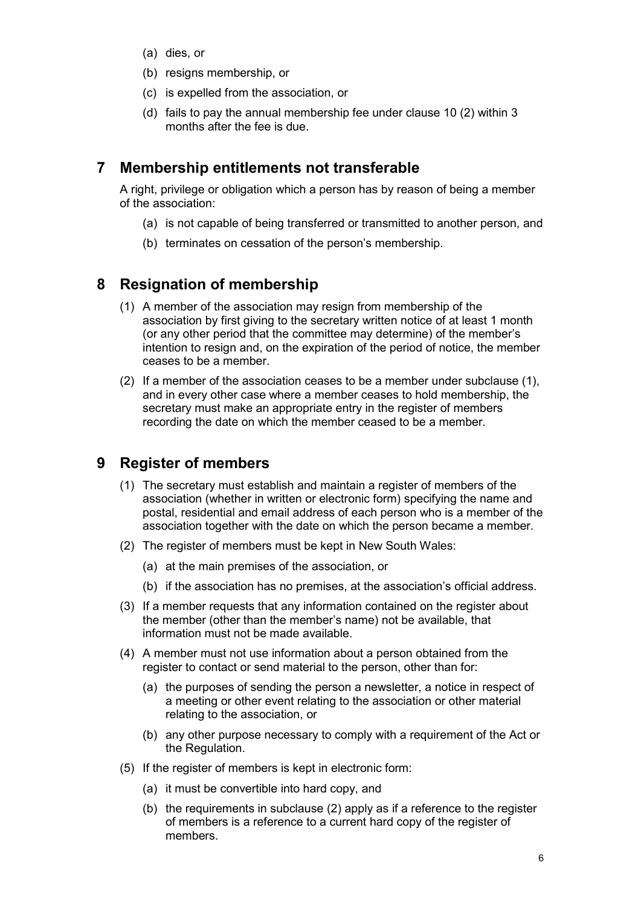(a) dies, or

(b) resigns membership, or

(c) is expelled from the association, or

(d) fails to pay the annual membership fee under clause 10 (2) within 3 months after the fee is due.

## 7 Membership entitlements not transferable

A right, privilege or obligation which a person has by reason of being a member of the association:

(a) is not capable of being transferred or transmitted to another person, and

(b) terminates on cessation of the person's membership.

## 8 Resignation of membership

(1) A member of the association may resign from membership of the association by first giving to the secretary written notice of at least 1 month (or any other period that the committee may determine) of the member's intention to resign and, on the expiration of the period of notice, the member ceases to be a member.

(2) If a member of the association ceases to be a member under subclause (1), and in every other case where a member ceases to hold membership, the secretary must make an appropriate entry in the register of members recording the date on which the member ceased to be a member.

## 9 Register of members

(1) The secretary must establish and maintain a register of members of the association (whether in written or electronic form) specifying the name and postal, residential and email address of each person who is a member of the association together with the date on which the person became a member.

(2) The register of members must be kept in New South Wales:

(a) at the main premises of the association, or

(b) if the association has no premises, at the association's official address.

(3) If a member requests that any information contained on the register about the member (other than the member's name) not be available, that information must not be made available.

(4) A member must not use information about a person obtained from the register to contact or send material to the person, other than for:

(a) the purposes of sending the person a newsletter, a notice in respect of a meeting or other event relating to the association or other material relating to the association, or

(b) any other purpose necessary to comply with a requirement of the Act or the Regulation.

(5) If the register of members is kept in electronic form:

(a) it must be convertible into hard copy, and

(b) the requirements in subclause (2) apply as if a reference to the register of members is a reference to a current hard copy of the register of members.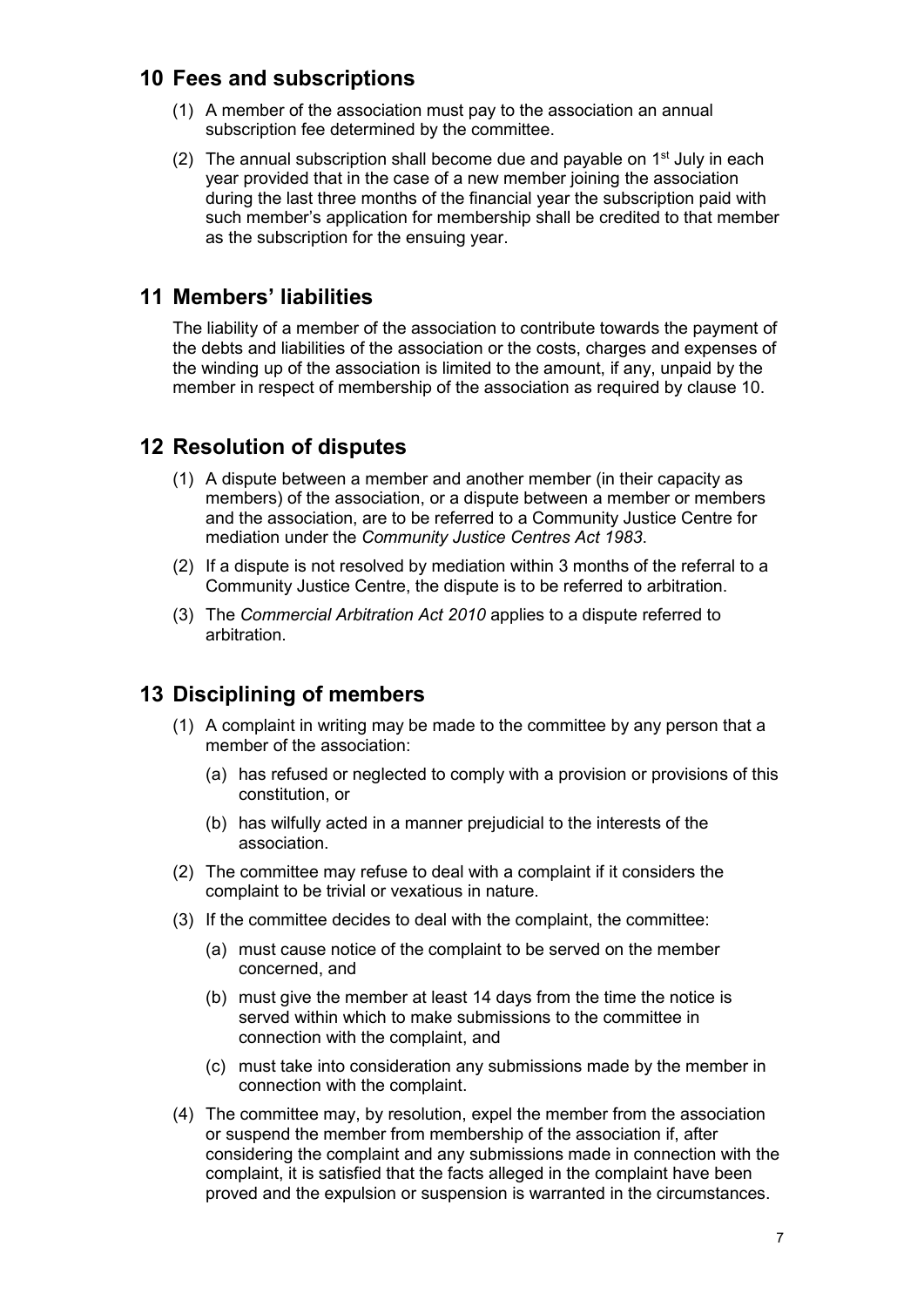## 10 Fees and subscriptions

(1) A member of the association must pay to the association an annual subscription fee determined by the committee.

(2) The annual subscription shall become due and payable on 1st July in each year provided that in the case of a new member joining the association during the last three months of the financial year the subscription paid with such member's application for membership shall be credited to that member as the subscription for the ensuing year.

## 11 Members' liabilities

The liability of a member of the association to contribute towards the payment of the debts and liabilities of the association or the costs, charges and expenses of the winding up of the association is limited to the amount, if any, unpaid by the member in respect of membership of the association as required by clause 10.

## 12 Resolution of disputes

(1) A dispute between a member and another member (in their capacity as members) of the association, or a dispute between a member or members and the association, are to be referred to a Community Justice Centre for mediation under the *Community Justice Centres Act 1983*.

(2) If a dispute is not resolved by mediation within 3 months of the referral to a Community Justice Centre, the dispute is to be referred to arbitration.

(3) The *Commercial Arbitration Act 2010* applies to a dispute referred to arbitration.

## 13 Disciplining of members

(1) A complaint in writing may be made to the committee by any person that a member of the association:

  (a) has refused or neglected to comply with a provision or provisions of this constitution, or

  (b) has wilfully acted in a manner prejudicial to the interests of the association.

(2) The committee may refuse to deal with a complaint if it considers the complaint to be trivial or vexatious in nature.

(3) If the committee decides to deal with the complaint, the committee:

  (a) must cause notice of the complaint to be served on the member concerned, and

  (b) must give the member at least 14 days from the time the notice is served within which to make submissions to the committee in connection with the complaint, and

  (c) must take into consideration any submissions made by the member in connection with the complaint.

(4) The committee may, by resolution, expel the member from the association or suspend the member from membership of the association if, after considering the complaint and any submissions made in connection with the complaint, it is satisfied that the facts alleged in the complaint have been proved and the expulsion or suspension is warranted in the circumstances.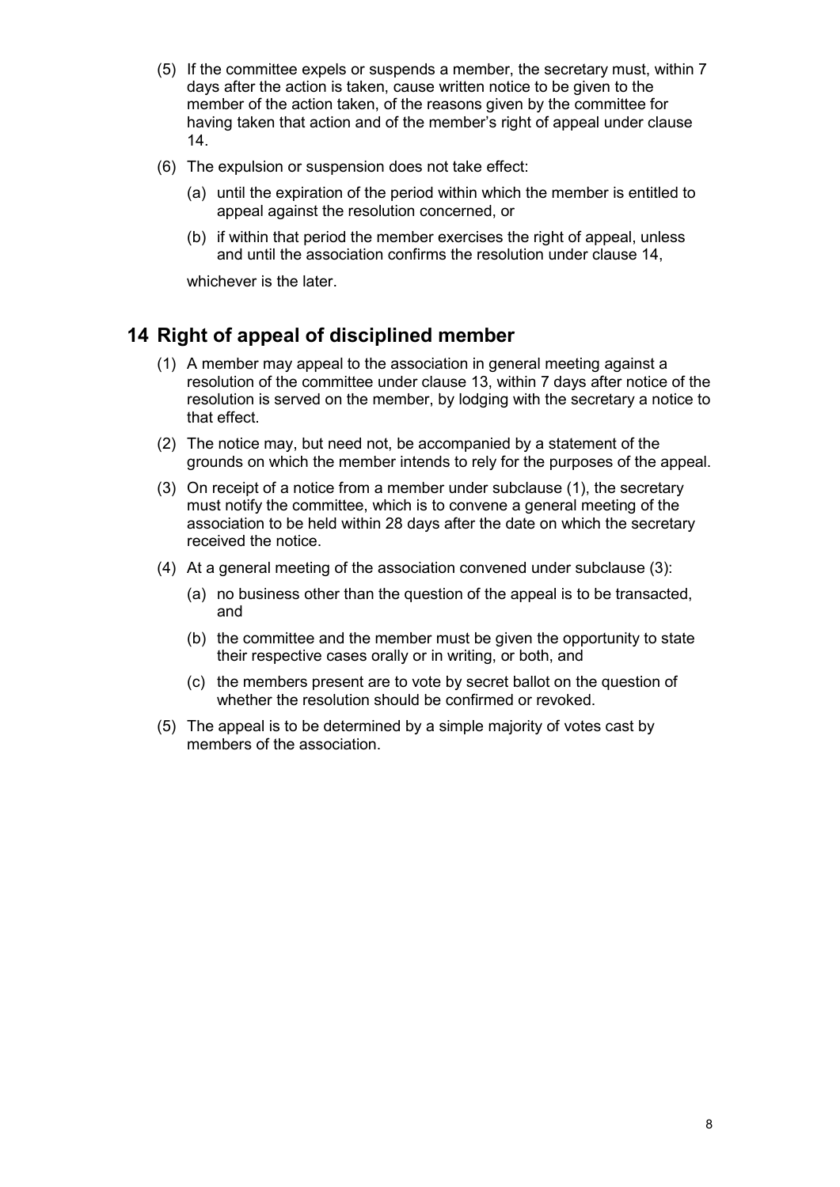(5) If the committee expels or suspends a member, the secretary must, within 7 days after the action is taken, cause written notice to be given to the member of the action taken, of the reasons given by the committee for having taken that action and of the member's right of appeal under clause 14.

(6) The expulsion or suspension does not take effect:

   (a) until the expiration of the period within which the member is entitled to appeal against the resolution concerned, or

   (b) if within that period the member exercises the right of appeal, unless and until the association confirms the resolution under clause 14,

   whichever is the later.

## 14 Right of appeal of disciplined member

(1) A member may appeal to the association in general meeting against a resolution of the committee under clause 13, within 7 days after notice of the resolution is served on the member, by lodging with the secretary a notice to that effect.

(2) The notice may, but need not, be accompanied by a statement of the grounds on which the member intends to rely for the purposes of the appeal.

(3) On receipt of a notice from a member under subclause (1), the secretary must notify the committee, which is to convene a general meeting of the association to be held within 28 days after the date on which the secretary received the notice.

(4) At a general meeting of the association convened under subclause (3):

   (a) no business other than the question of the appeal is to be transacted, and

   (b) the committee and the member must be given the opportunity to state their respective cases orally or in writing, or both, and

   (c) the members present are to vote by secret ballot on the question of whether the resolution should be confirmed or revoked.

(5) The appeal is to be determined by a simple majority of votes cast by members of the association.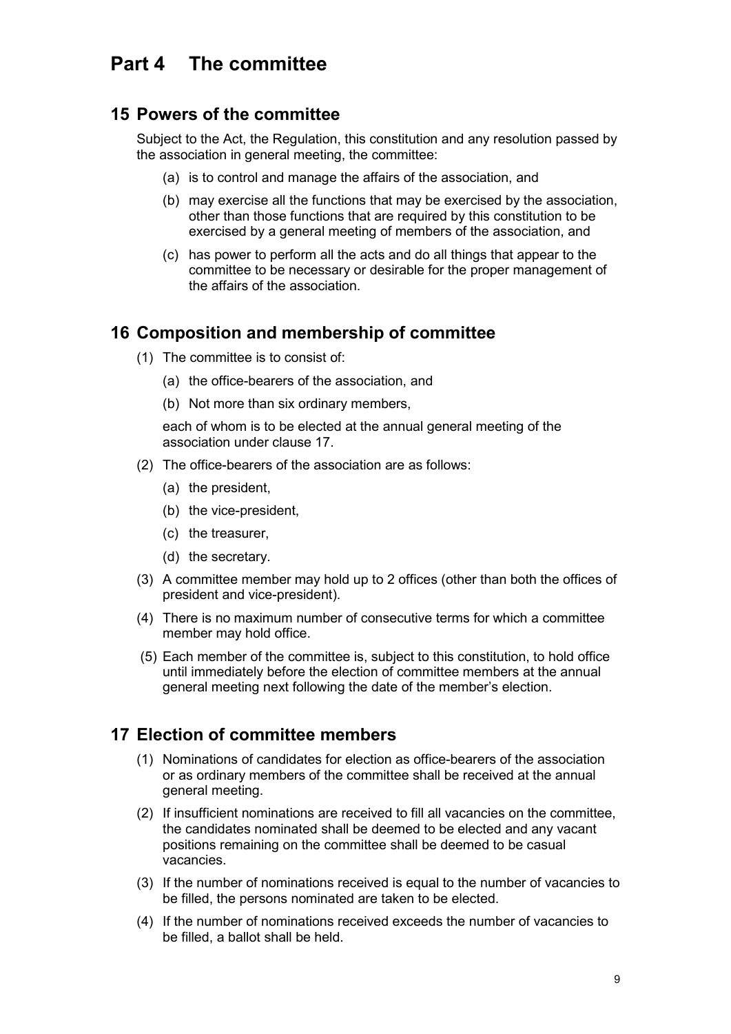# Part 4 The committee

## 15 Powers of the committee

Subject to the Act, the Regulation, this constitution and any resolution passed by the association in general meeting, the committee:

(a) is to control and manage the affairs of the association, and

(b) may exercise all the functions that may be exercised by the association, other than those functions that are required by this constitution to be exercised by a general meeting of members of the association, and

(c) has power to perform all the acts and do all things that appear to the committee to be necessary or desirable for the proper management of the affairs of the association.

## 16 Composition and membership of committee

(1) The committee is to consist of:

(a) the office-bearers of the association, and

(b) Not more than six ordinary members,

each of whom is to be elected at the annual general meeting of the association under clause 17.

(2) The office-bearers of the association are as follows:

(a) the president,

(b) the vice-president,

(c) the treasurer,

(d) the secretary.

(3) A committee member may hold up to 2 offices (other than both the offices of president and vice-president).

(4) There is no maximum number of consecutive terms for which a committee member may hold office.

(5) Each member of the committee is, subject to this constitution, to hold office until immediately before the election of committee members at the annual general meeting next following the date of the member's election.

## 17 Election of committee members

(1) Nominations of candidates for election as office-bearers of the association or as ordinary members of the committee shall be received at the annual general meeting.

(2) If insufficient nominations are received to fill all vacancies on the committee, the candidates nominated shall be deemed to be elected and any vacant positions remaining on the committee shall be deemed to be casual vacancies.

(3) If the number of nominations received is equal to the number of vacancies to be filled, the persons nominated are taken to be elected.

(4) If the number of nominations received exceeds the number of vacancies to be filled, a ballot shall be held.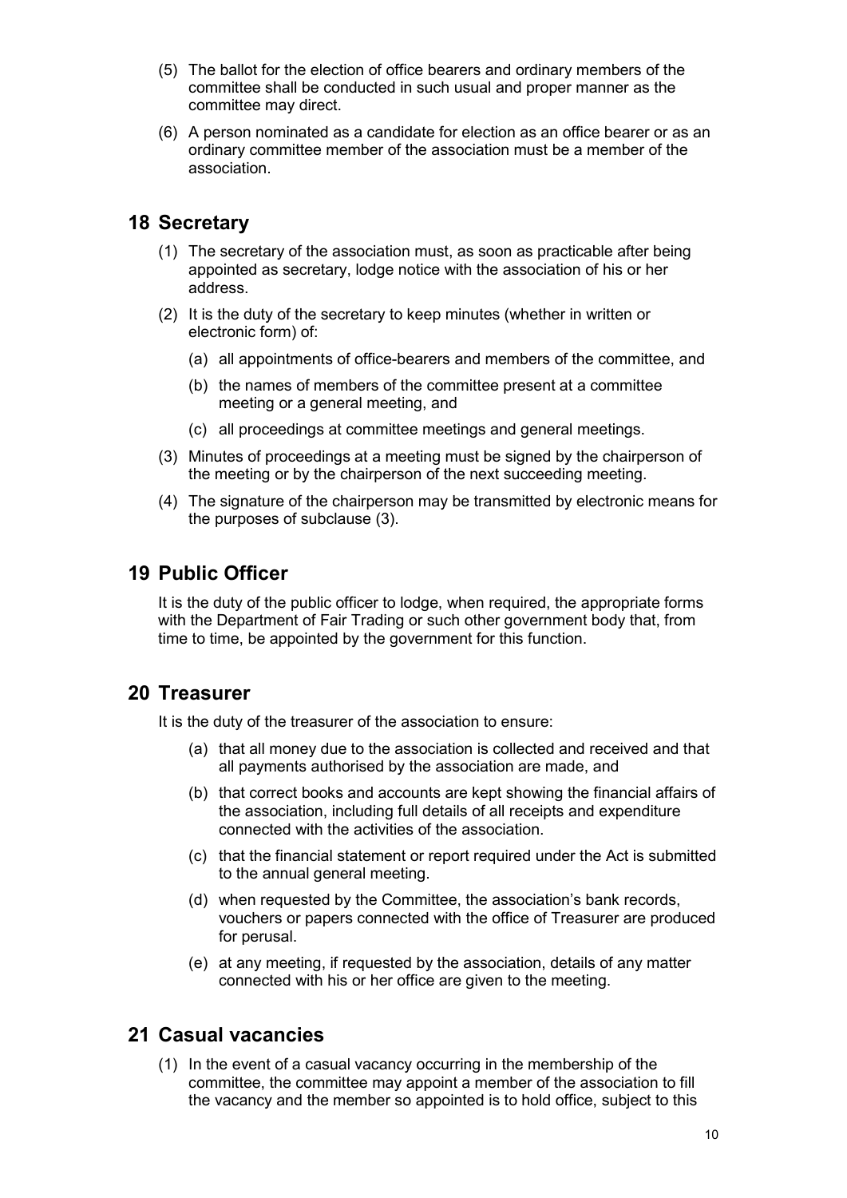(5) The ballot for the election of office bearers and ordinary members of the committee shall be conducted in such usual and proper manner as the committee may direct.

(6) A person nominated as a candidate for election as an office bearer or as an ordinary committee member of the association must be a member of the association.

## 18 Secretary

(1) The secretary of the association must, as soon as practicable after being appointed as secretary, lodge notice with the association of his or her address.

(2) It is the duty of the secretary to keep minutes (whether in written or electronic form) of:

- (a) all appointments of office-bearers and members of the committee, and
- (b) the names of members of the committee present at a committee meeting or a general meeting, and
- (c) all proceedings at committee meetings and general meetings.

(3) Minutes of proceedings at a meeting must be signed by the chairperson of the meeting or by the chairperson of the next succeeding meeting.

(4) The signature of the chairperson may be transmitted by electronic means for the purposes of subclause (3).

## 19 Public Officer

It is the duty of the public officer to lodge, when required, the appropriate forms with the Department of Fair Trading or such other government body that, from time to time, be appointed by the government for this function.

## 20 Treasurer

It is the duty of the treasurer of the association to ensure:

- (a) that all money due to the association is collected and received and that all payments authorised by the association are made, and
- (b) that correct books and accounts are kept showing the financial affairs of the association, including full details of all receipts and expenditure connected with the activities of the association.
- (c) that the financial statement or report required under the Act is submitted to the annual general meeting.
- (d) when requested by the Committee, the association's bank records, vouchers or papers connected with the office of Treasurer are produced for perusal.
- (e) at any meeting, if requested by the association, details of any matter connected with his or her office are given to the meeting.

## 21 Casual vacancies

(1) In the event of a casual vacancy occurring in the membership of the committee, the committee may appoint a member of the association to fill the vacancy and the member so appointed is to hold office, subject to this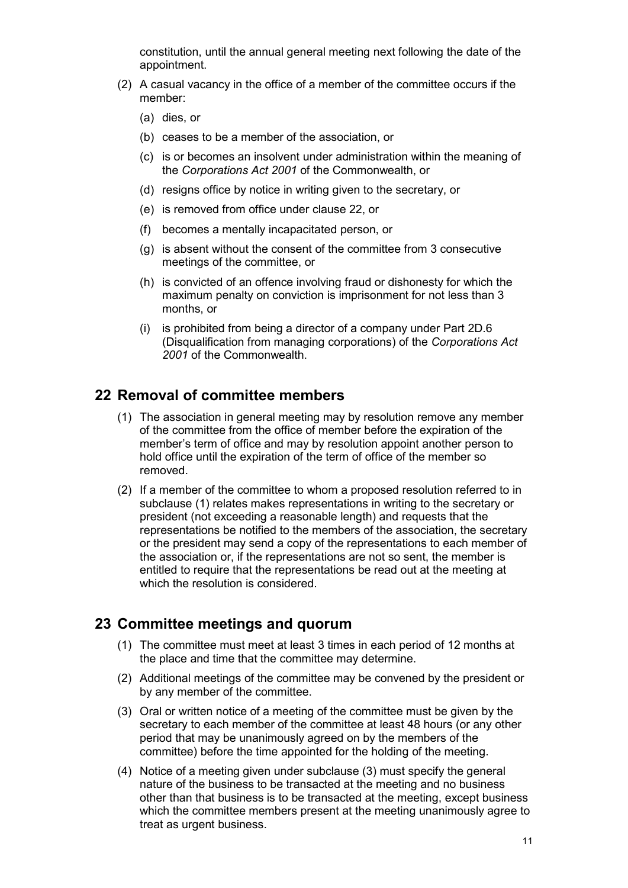constitution, until the annual general meeting next following the date of the appointment.

(2) A casual vacancy in the office of a member of the committee occurs if the member:

(a) dies, or

(b) ceases to be a member of the association, or

(c) is or becomes an insolvent under administration within the meaning of the *Corporations Act 2001* of the Commonwealth, or

(d) resigns office by notice in writing given to the secretary, or

(e) is removed from office under clause 22, or

(f) becomes a mentally incapacitated person, or

(g) is absent without the consent of the committee from 3 consecutive meetings of the committee, or

(h) is convicted of an offence involving fraud or dishonesty for which the maximum penalty on conviction is imprisonment for not less than 3 months, or

(i) is prohibited from being a director of a company under Part 2D.6 (Disqualification from managing corporations) of the *Corporations Act 2001* of the Commonwealth.

## 22 Removal of committee members

(1) The association in general meeting may by resolution remove any member of the committee from the office of member before the expiration of the member's term of office and may by resolution appoint another person to hold office until the expiration of the term of office of the member so removed.

(2) If a member of the committee to whom a proposed resolution referred to in subclause (1) relates makes representations in writing to the secretary or president (not exceeding a reasonable length) and requests that the representations be notified to the members of the association, the secretary or the president may send a copy of the representations to each member of the association or, if the representations are not so sent, the member is entitled to require that the representations be read out at the meeting at which the resolution is considered.

## 23 Committee meetings and quorum

(1) The committee must meet at least 3 times in each period of 12 months at the place and time that the committee may determine.

(2) Additional meetings of the committee may be convened by the president or by any member of the committee.

(3) Oral or written notice of a meeting of the committee must be given by the secretary to each member of the committee at least 48 hours (or any other period that may be unanimously agreed on by the members of the committee) before the time appointed for the holding of the meeting.

(4) Notice of a meeting given under subclause (3) must specify the general nature of the business to be transacted at the meeting and no business other than that business is to be transacted at the meeting, except business which the committee members present at the meeting unanimously agree to treat as urgent business.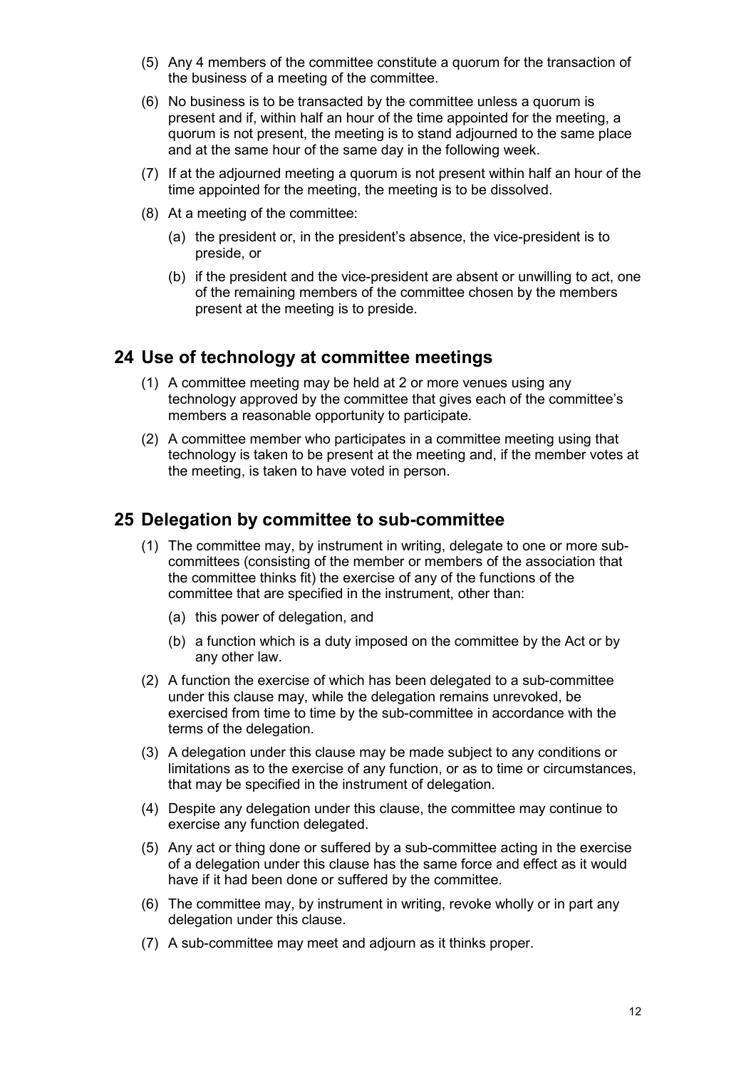(5) Any 4 members of the committee constitute a quorum for the transaction of the business of a meeting of the committee.

(6) No business is to be transacted by the committee unless a quorum is present and if, within half an hour of the time appointed for the meeting, a quorum is not present, the meeting is to stand adjourned to the same place and at the same hour of the same day in the following week.

(7) If at the adjourned meeting a quorum is not present within half an hour of the time appointed for the meeting, the meeting is to be dissolved.

(8) At a meeting of the committee:

  (a) the president or, in the president's absence, the vice-president is to preside, or

  (b) if the president and the vice-president are absent or unwilling to act, one of the remaining members of the committee chosen by the members present at the meeting is to preside.

## 24 Use of technology at committee meetings

(1) A committee meeting may be held at 2 or more venues using any technology approved by the committee that gives each of the committee's members a reasonable opportunity to participate.

(2) A committee member who participates in a committee meeting using that technology is taken to be present at the meeting and, if the member votes at the meeting, is taken to have voted in person.

## 25 Delegation by committee to sub-committee

(1) The committee may, by instrument in writing, delegate to one or more sub-committees (consisting of the member or members of the association that the committee thinks fit) the exercise of any of the functions of the committee that are specified in the instrument, other than:

  (a) this power of delegation, and

  (b) a function which is a duty imposed on the committee by the Act or by any other law.

(2) A function the exercise of which has been delegated to a sub-committee under this clause may, while the delegation remains unrevoked, be exercised from time to time by the sub-committee in accordance with the terms of the delegation.

(3) A delegation under this clause may be made subject to any conditions or limitations as to the exercise of any function, or as to time or circumstances, that may be specified in the instrument of delegation.

(4) Despite any delegation under this clause, the committee may continue to exercise any function delegated.

(5) Any act or thing done or suffered by a sub-committee acting in the exercise of a delegation under this clause has the same force and effect as it would have if it had been done or suffered by the committee.

(6) The committee may, by instrument in writing, revoke wholly or in part any delegation under this clause.

(7) A sub-committee may meet and adjourn as it thinks proper.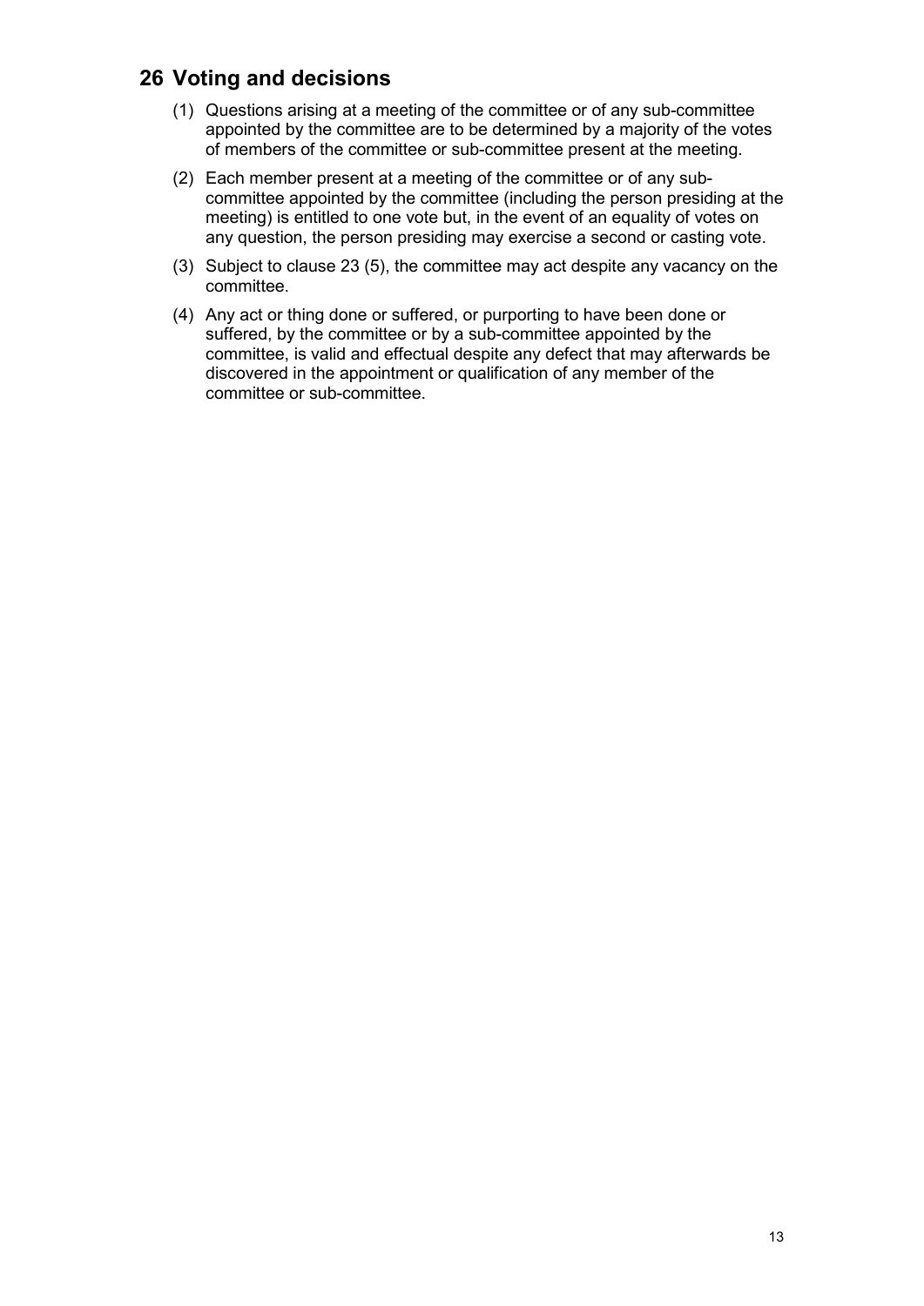## 26 Voting and decisions

(1) Questions arising at a meeting of the committee or of any sub-committee appointed by the committee are to be determined by a majority of the votes of members of the committee or sub-committee present at the meeting.

(2) Each member present at a meeting of the committee or of any sub-committee appointed by the committee (including the person presiding at the meeting) is entitled to one vote but, in the event of an equality of votes on any question, the person presiding may exercise a second or casting vote.

(3) Subject to clause 23 (5), the committee may act despite any vacancy on the committee.

(4) Any act or thing done or suffered, or purporting to have been done or suffered, by the committee or by a sub-committee appointed by the committee, is valid and effectual despite any defect that may afterwards be discovered in the appointment or qualification of any member of the committee or sub-committee.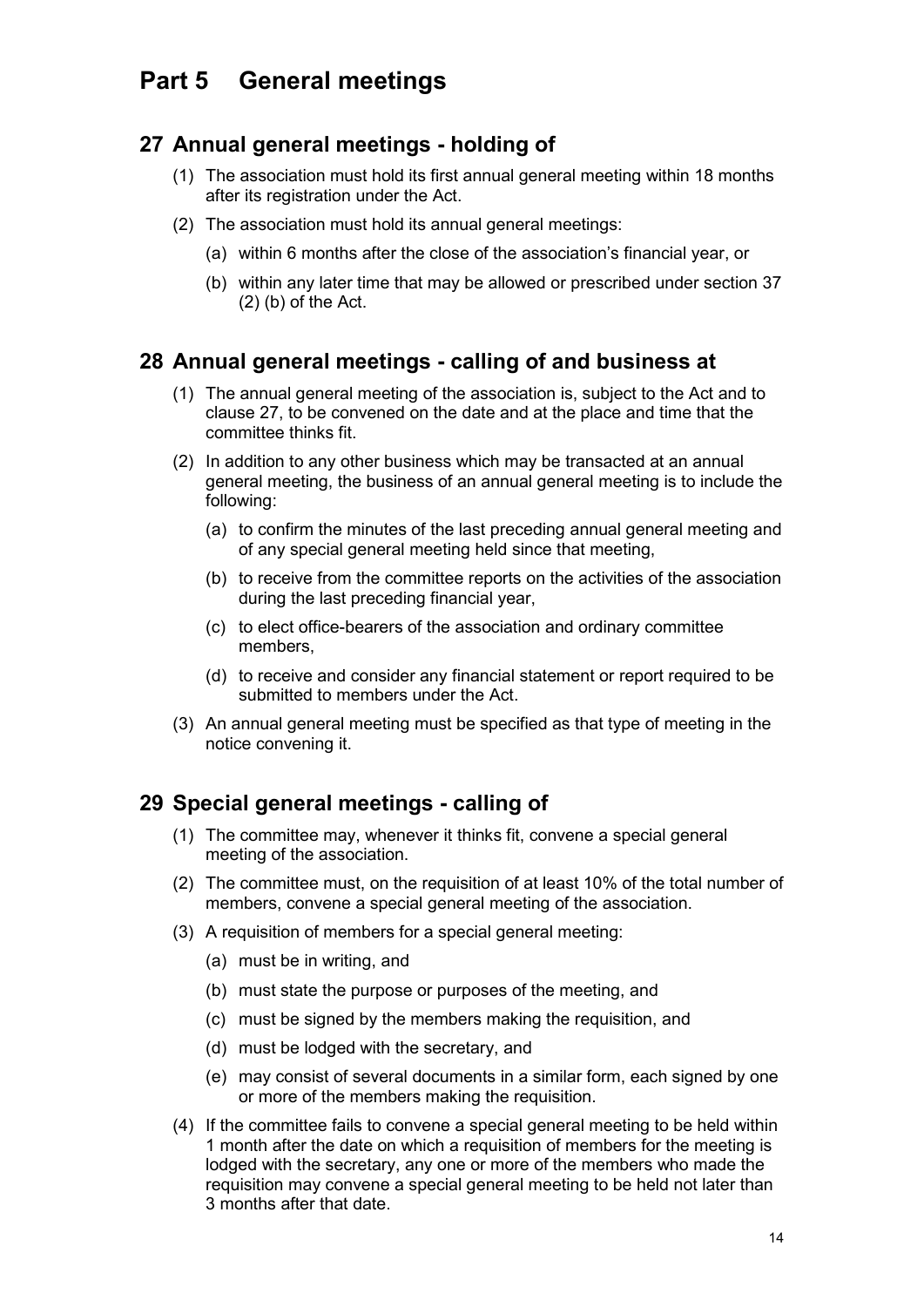# Part 5 General meetings

## 27 Annual general meetings - holding of

(1) The association must hold its first annual general meeting within 18 months after its registration under the Act.

(2) The association must hold its annual general meetings:

- (a) within 6 months after the close of the association's financial year, or
- (b) within any later time that may be allowed or prescribed under section 37 (2) (b) of the Act.

## 28 Annual general meetings - calling of and business at

(1) The annual general meeting of the association is, subject to the Act and to clause 27, to be convened on the date and at the place and time that the committee thinks fit.

(2) In addition to any other business which may be transacted at an annual general meeting, the business of an annual general meeting is to include the following:

- (a) to confirm the minutes of the last preceding annual general meeting and of any special general meeting held since that meeting,
- (b) to receive from the committee reports on the activities of the association during the last preceding financial year,
- (c) to elect office-bearers of the association and ordinary committee members,
- (d) to receive and consider any financial statement or report required to be submitted to members under the Act.

(3) An annual general meeting must be specified as that type of meeting in the notice convening it.

## 29 Special general meetings - calling of

(1) The committee may, whenever it thinks fit, convene a special general meeting of the association.

(2) The committee must, on the requisition of at least 10% of the total number of members, convene a special general meeting of the association.

(3) A requisition of members for a special general meeting:

- (a) must be in writing, and
- (b) must state the purpose or purposes of the meeting, and
- (c) must be signed by the members making the requisition, and
- (d) must be lodged with the secretary, and
- (e) may consist of several documents in a similar form, each signed by one or more of the members making the requisition.

(4) If the committee fails to convene a special general meeting to be held within 1 month after the date on which a requisition of members for the meeting is lodged with the secretary, any one or more of the members who made the requisition may convene a special general meeting to be held not later than 3 months after that date.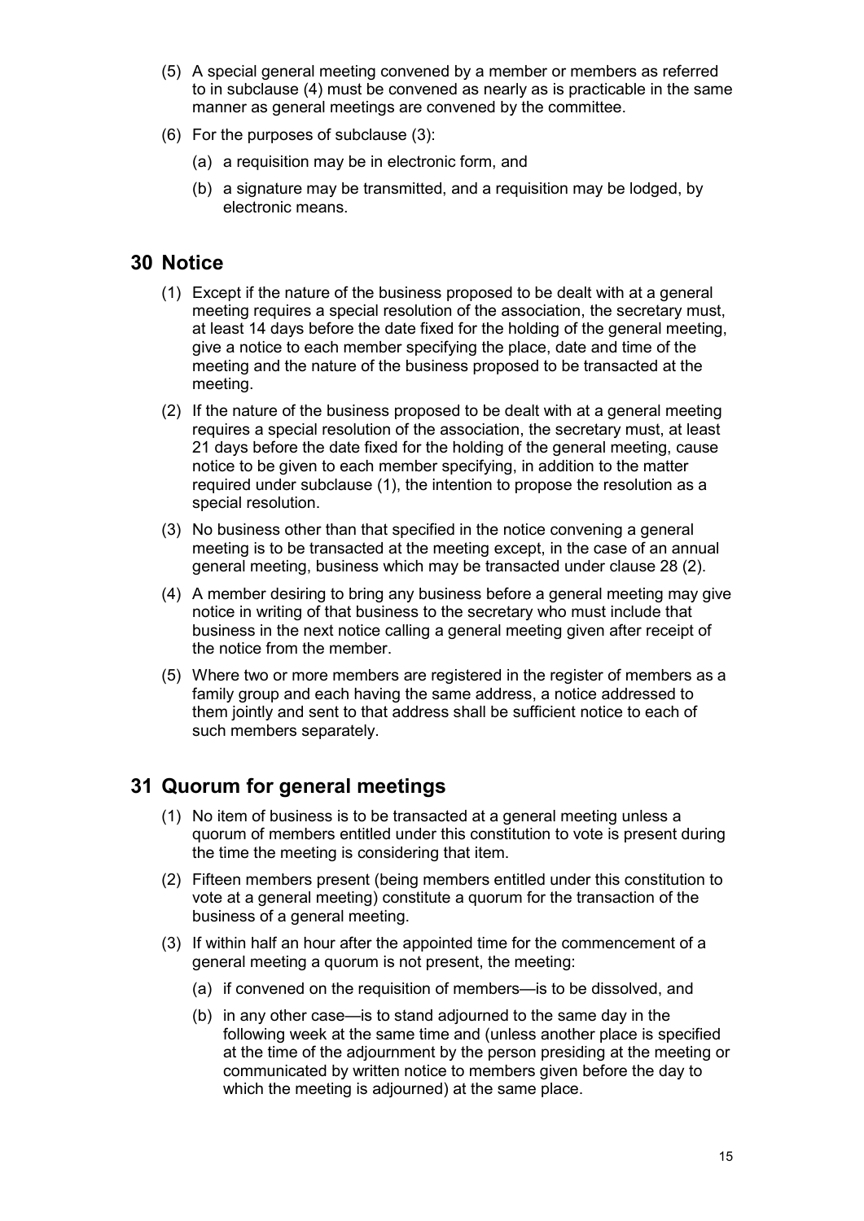(5) A special general meeting convened by a member or members as referred to in subclause (4) must be convened as nearly as is practicable in the same manner as general meetings are convened by the committee.

(6) For the purposes of subclause (3):

(a) a requisition may be in electronic form, and

(b) a signature may be transmitted, and a requisition may be lodged, by electronic means.

## 30 Notice

(1) Except if the nature of the business proposed to be dealt with at a general meeting requires a special resolution of the association, the secretary must, at least 14 days before the date fixed for the holding of the general meeting, give a notice to each member specifying the place, date and time of the meeting and the nature of the business proposed to be transacted at the meeting.

(2) If the nature of the business proposed to be dealt with at a general meeting requires a special resolution of the association, the secretary must, at least 21 days before the date fixed for the holding of the general meeting, cause notice to be given to each member specifying, in addition to the matter required under subclause (1), the intention to propose the resolution as a special resolution.

(3) No business other than that specified in the notice convening a general meeting is to be transacted at the meeting except, in the case of an annual general meeting, business which may be transacted under clause 28 (2).

(4) A member desiring to bring any business before a general meeting may give notice in writing of that business to the secretary who must include that business in the next notice calling a general meeting given after receipt of the notice from the member.

(5) Where two or more members are registered in the register of members as a family group and each having the same address, a notice addressed to them jointly and sent to that address shall be sufficient notice to each of such members separately.

## 31 Quorum for general meetings

(1) No item of business is to be transacted at a general meeting unless a quorum of members entitled under this constitution to vote is present during the time the meeting is considering that item.

(2) Fifteen members present (being members entitled under this constitution to vote at a general meeting) constitute a quorum for the transaction of the business of a general meeting.

(3) If within half an hour after the appointed time for the commencement of a general meeting a quorum is not present, the meeting:

(a) if convened on the requisition of members—is to be dissolved, and

(b) in any other case—is to stand adjourned to the same day in the following week at the same time and (unless another place is specified at the time of the adjournment by the person presiding at the meeting or communicated by written notice to members given before the day to which the meeting is adjourned) at the same place.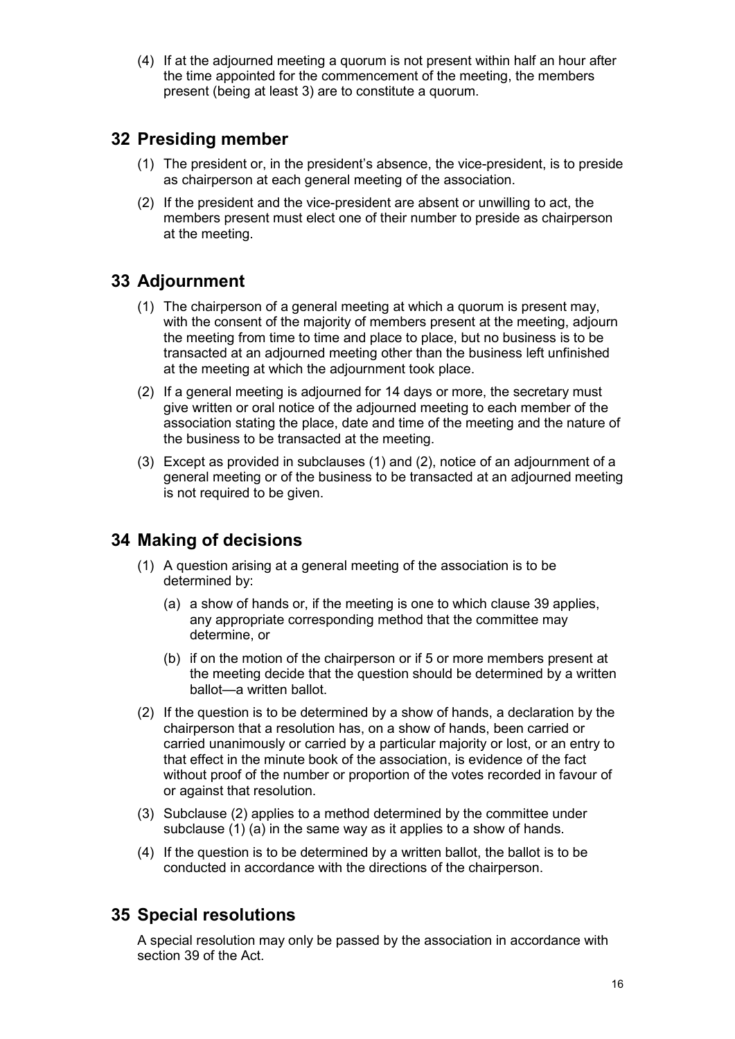(4) If at the adjourned meeting a quorum is not present within half an hour after the time appointed for the commencement of the meeting, the members present (being at least 3) are to constitute a quorum.

## 32 Presiding member

(1) The president or, in the president's absence, the vice-president, is to preside as chairperson at each general meeting of the association.

(2) If the president and the vice-president are absent or unwilling to act, the members present must elect one of their number to preside as chairperson at the meeting.

## 33 Adjournment

(1) The chairperson of a general meeting at which a quorum is present may, with the consent of the majority of members present at the meeting, adjourn the meeting from time to time and place to place, but no business is to be transacted at an adjourned meeting other than the business left unfinished at the meeting at which the adjournment took place.

(2) If a general meeting is adjourned for 14 days or more, the secretary must give written or oral notice of the adjourned meeting to each member of the association stating the place, date and time of the meeting and the nature of the business to be transacted at the meeting.

(3) Except as provided in subclauses (1) and (2), notice of an adjournment of a general meeting or of the business to be transacted at an adjourned meeting is not required to be given.

## 34 Making of decisions

(1) A question arising at a general meeting of the association is to be determined by:

  (a) a show of hands or, if the meeting is one to which clause 39 applies, any appropriate corresponding method that the committee may determine, or

  (b) if on the motion of the chairperson or if 5 or more members present at the meeting decide that the question should be determined by a written ballot—a written ballot.

(2) If the question is to be determined by a show of hands, a declaration by the chairperson that a resolution has, on a show of hands, been carried or carried unanimously or carried by a particular majority or lost, or an entry to that effect in the minute book of the association, is evidence of the fact without proof of the number or proportion of the votes recorded in favour of or against that resolution.

(3) Subclause (2) applies to a method determined by the committee under subclause (1) (a) in the same way as it applies to a show of hands.

(4) If the question is to be determined by a written ballot, the ballot is to be conducted in accordance with the directions of the chairperson.

## 35 Special resolutions

A special resolution may only be passed by the association in accordance with section 39 of the Act.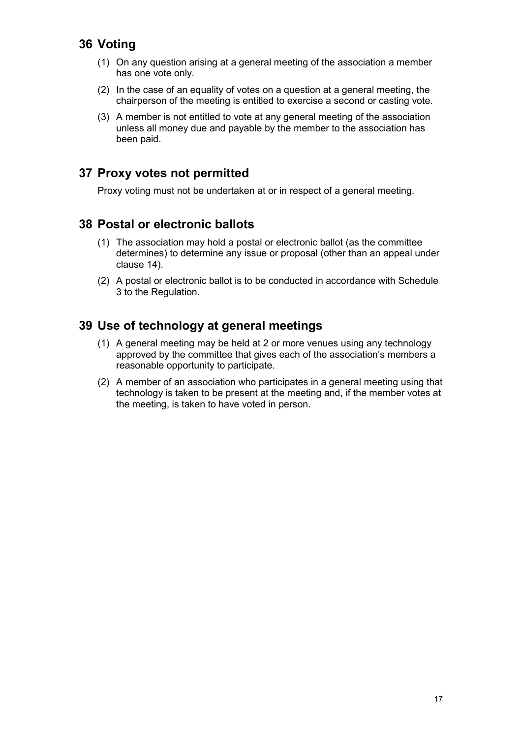## 36 Voting

(1) On any question arising at a general meeting of the association a member has one vote only.

(2) In the case of an equality of votes on a question at a general meeting, the chairperson of the meeting is entitled to exercise a second or casting vote.

(3) A member is not entitled to vote at any general meeting of the association unless all money due and payable by the member to the association has been paid.

## 37 Proxy votes not permitted

Proxy voting must not be undertaken at or in respect of a general meeting.

## 38 Postal or electronic ballots

(1) The association may hold a postal or electronic ballot (as the committee determines) to determine any issue or proposal (other than an appeal under clause 14).

(2) A postal or electronic ballot is to be conducted in accordance with Schedule 3 to the Regulation.

## 39 Use of technology at general meetings

(1) A general meeting may be held at 2 or more venues using any technology approved by the committee that gives each of the association's members a reasonable opportunity to participate.

(2) A member of an association who participates in a general meeting using that technology is taken to be present at the meeting and, if the member votes at the meeting, is taken to have voted in person.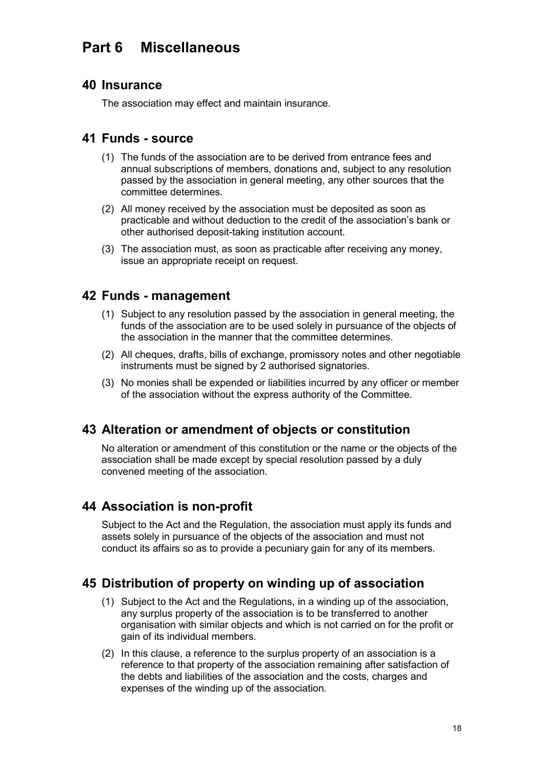# Part 6 Miscellaneous

## 40 Insurance

The association may effect and maintain insurance.

## 41 Funds - source

(1) The funds of the association are to be derived from entrance fees and annual subscriptions of members, donations and, subject to any resolution passed by the association in general meeting, any other sources that the committee determines.

(2) All money received by the association must be deposited as soon as practicable and without deduction to the credit of the association's bank or other authorised deposit-taking institution account.

(3) The association must, as soon as practicable after receiving any money, issue an appropriate receipt on request.

## 42 Funds - management

(1) Subject to any resolution passed by the association in general meeting, the funds of the association are to be used solely in pursuance of the objects of the association in the manner that the committee determines.

(2) All cheques, drafts, bills of exchange, promissory notes and other negotiable instruments must be signed by 2 authorised signatories.

(3) No monies shall be expended or liabilities incurred by any officer or member of the association without the express authority of the Committee.

## 43 Alteration or amendment of objects or constitution

No alteration or amendment of this constitution or the name or the objects of the association shall be made except by special resolution passed by a duly convened meeting of the association.

## 44 Association is non-profit

Subject to the Act and the Regulation, the association must apply its funds and assets solely in pursuance of the objects of the association and must not conduct its affairs so as to provide a pecuniary gain for any of its members.

## 45 Distribution of property on winding up of association

(1) Subject to the Act and the Regulations, in a winding up of the association, any surplus property of the association is to be transferred to another organisation with similar objects and which is not carried on for the profit or gain of its individual members.

(2) In this clause, a reference to the surplus property of an association is a reference to that property of the association remaining after satisfaction of the debts and liabilities of the association and the costs, charges and expenses of the winding up of the association.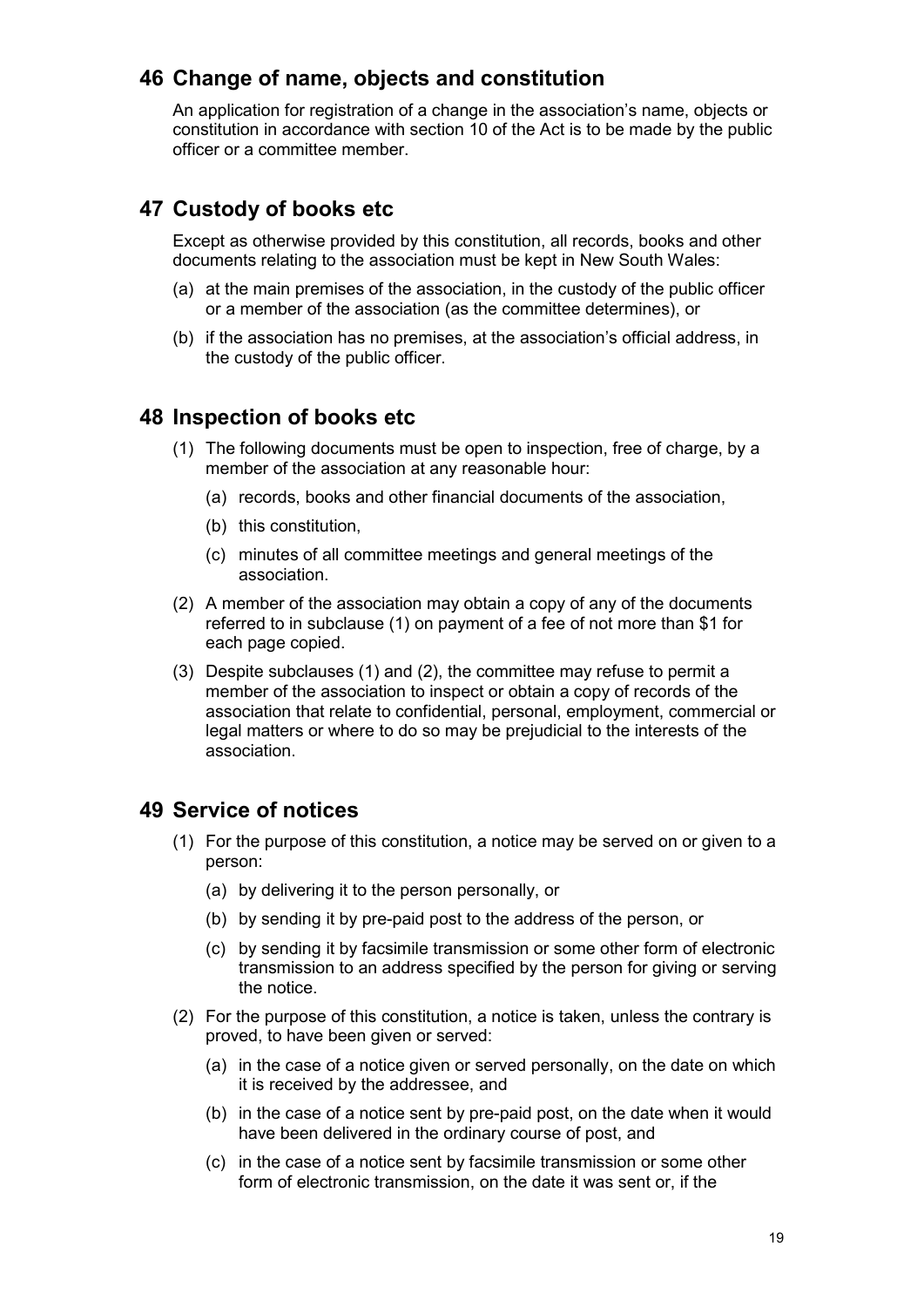## 46 Change of name, objects and constitution

An application for registration of a change in the association's name, objects or constitution in accordance with section 10 of the Act is to be made by the public officer or a committee member.

## 47 Custody of books etc

Except as otherwise provided by this constitution, all records, books and other documents relating to the association must be kept in New South Wales:

(a) at the main premises of the association, in the custody of the public officer or a member of the association (as the committee determines), or

(b) if the association has no premises, at the association's official address, in the custody of the public officer.

## 48 Inspection of books etc

(1) The following documents must be open to inspection, free of charge, by a member of the association at any reasonable hour:

  (a) records, books and other financial documents of the association,

  (b) this constitution,

  (c) minutes of all committee meetings and general meetings of the association.

(2) A member of the association may obtain a copy of any of the documents referred to in subclause (1) on payment of a fee of not more than $1 for each page copied.

(3) Despite subclauses (1) and (2), the committee may refuse to permit a member of the association to inspect or obtain a copy of records of the association that relate to confidential, personal, employment, commercial or legal matters or where to do so may be prejudicial to the interests of the association.

## 49 Service of notices

(1) For the purpose of this constitution, a notice may be served on or given to a person:

  (a) by delivering it to the person personally, or

  (b) by sending it by pre-paid post to the address of the person, or

  (c) by sending it by facsimile transmission or some other form of electronic transmission to an address specified by the person for giving or serving the notice.

(2) For the purpose of this constitution, a notice is taken, unless the contrary is proved, to have been given or served:

  (a) in the case of a notice given or served personally, on the date on which it is received by the addressee, and

  (b) in the case of a notice sent by pre-paid post, on the date when it would have been delivered in the ordinary course of post, and

  (c) in the case of a notice sent by facsimile transmission or some other form of electronic transmission, on the date it was sent or, if the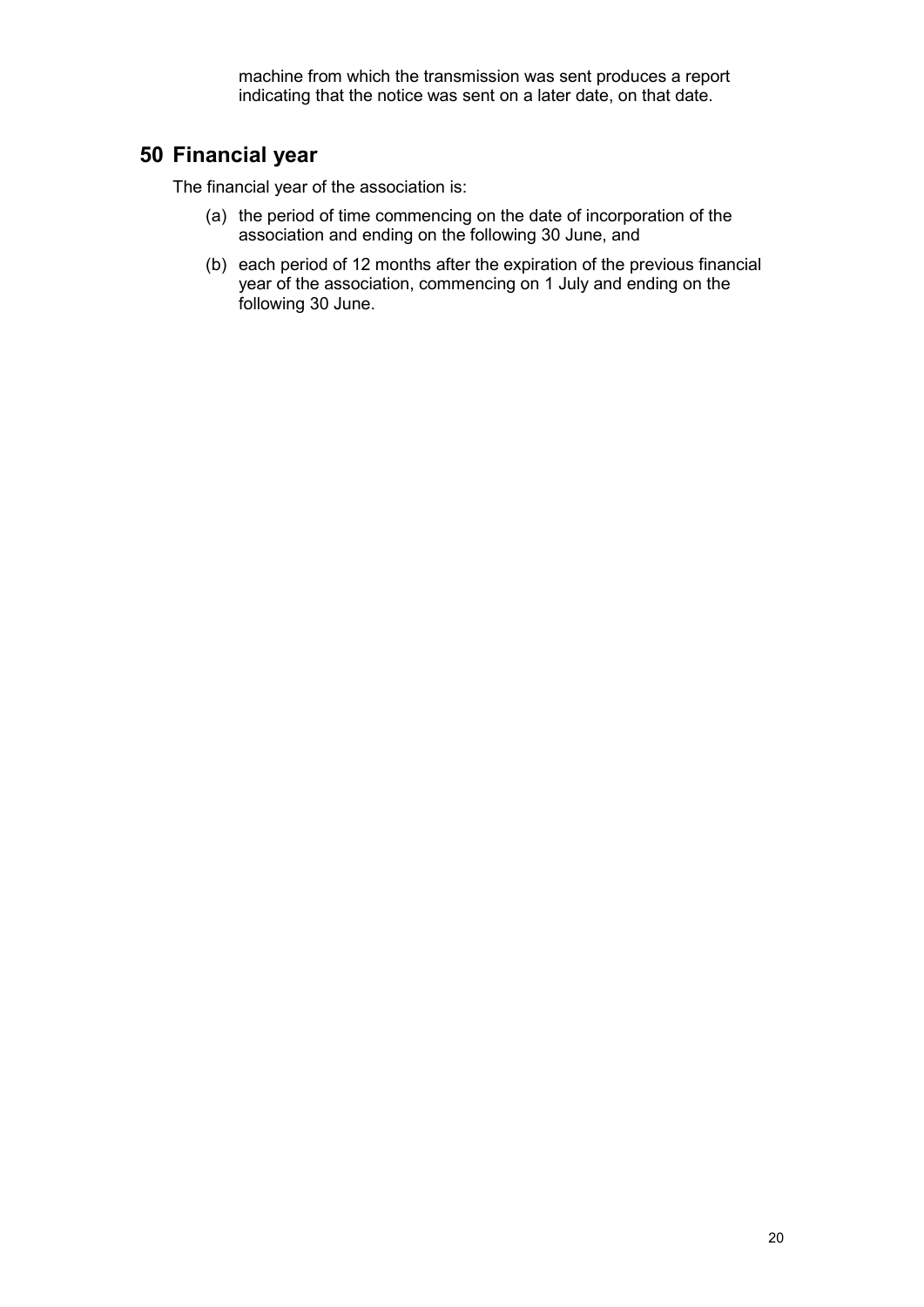machine from which the transmission was sent produces a report indicating that the notice was sent on a later date, on that date.

## 50 Financial year

The financial year of the association is:

(a) the period of time commencing on the date of incorporation of the association and ending on the following 30 June, and

(b) each period of 12 months after the expiration of the previous financial year of the association, commencing on 1 July and ending on the following 30 June.